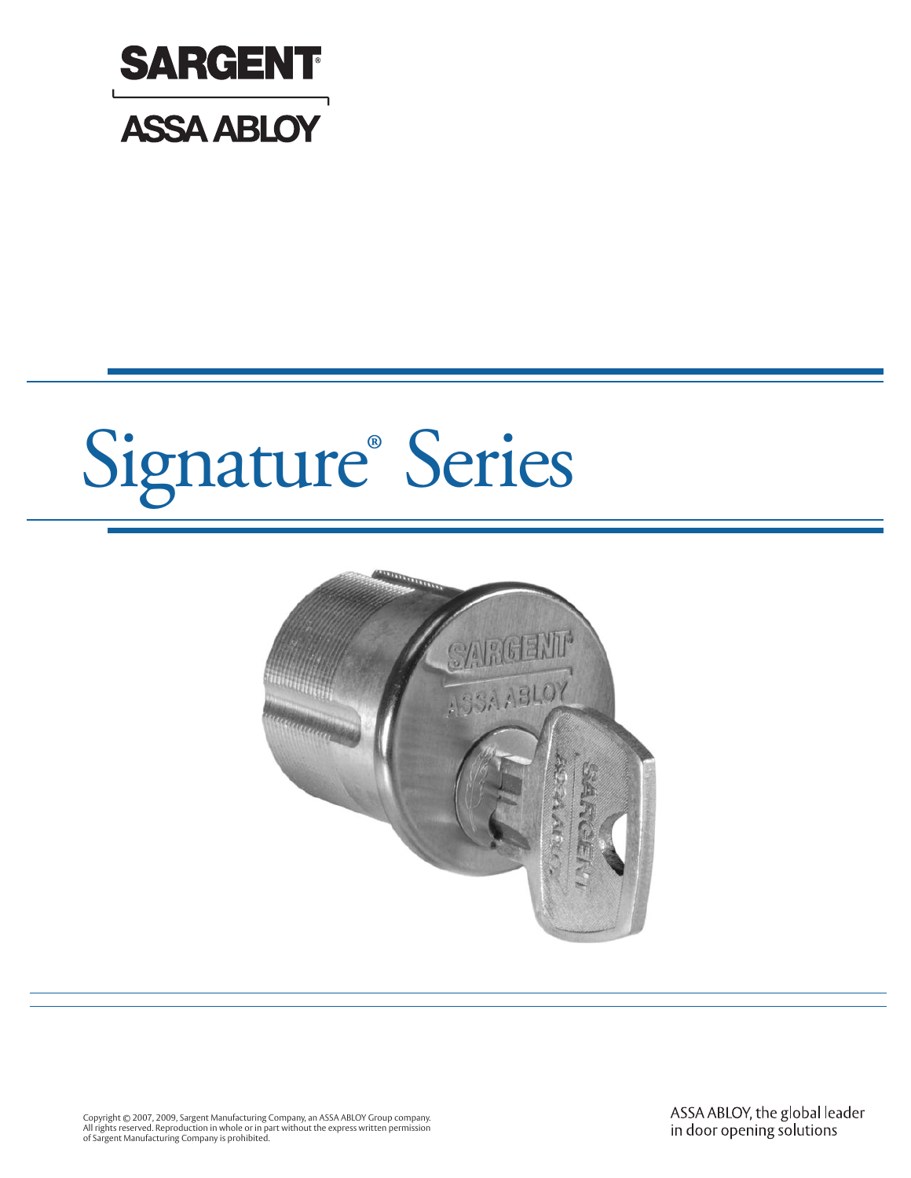SARGENT

ASSA ABLOY

# Signature® Series

Copyright © 2007, 2009, Sargent Manufacturing Company, an ASSA ABLOY Group company.
All rights reserved. Reproduction in whole or in part without the express written permission of Sargent Manufacturing Company is prohibited.

ASSA ABLOY, the global leader in door opening solutions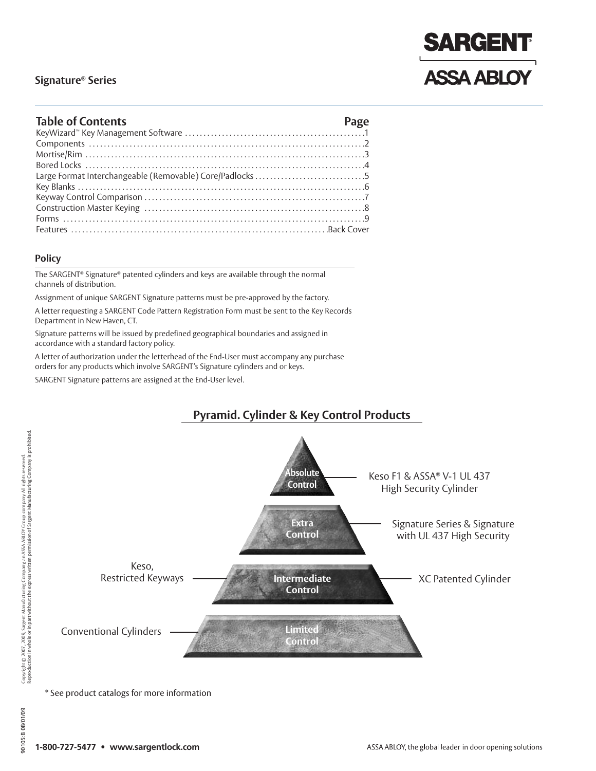# Signature® Series

## Table of Contents

| Table of Contents | Page |
|---|---|
| KeyWizard™ Key Management Software | 1 |
| Components | 2 |
| Mortise/Rim | 3 |
| Bored Locks | 4 |
| Large Format Interchangeable (Removable) Core/Padlocks | 5 |
| Key Blanks | 6 |
| Keyway Control Comparison | 7 |
| Construction Master Keying | 8 |
| Forms | 9 |
| Features | Back Cover |

## Policy

The SARGENT® Signature® patented cylinders and keys are available through the normal channels of distribution.

Assignment of unique SARGENT Signature patterns must be pre-approved by the factory.

A letter requesting a SARGENT Code Pattern Registration Form must be sent to the Key Records Department in New Haven, CT.

Signature patterns will be issued by predefined geographical boundaries and assigned in accordance with a standard factory policy.

A letter of authorization under the letterhead of the End-User must accompany any purchase orders for any products which involve SARGENT's Signature cylinders and or keys.

SARGENT Signature patterns are assigned at the End-User level.

## Pyramid. Cylinder & Key Control Products

- **Absolute Control** — Keso F1 & ASSA® V-1 UL 437 High Security Cylinder
- **Extra Control** — Signature Series & Signature with UL 437 High Security
- **Intermediate Control** — Keso, Restricted Keyways; XC Patented Cylinder
- **Limited Control** — Conventional Cylinders

* See product catalogs for more information

Copyright © 2007, 2009, Sargent Manufacturing Company, an ASSA ABLOY Group company. All rights reserved. Reproduction in whole or in part without the express written permission of Sargent Manufacturing Company is prohibited.

90105:B 08/01/09

1-800-727-5477 • www.sargentlock.com

ASSA ABLOY, the global leader in door opening solutions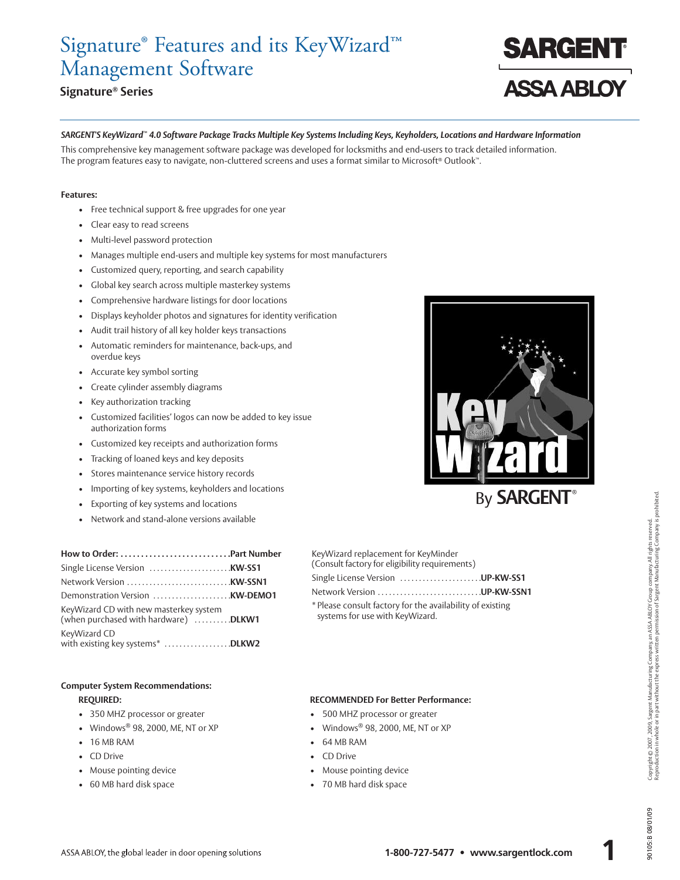# Signature® Features and its KeyWizard™ Management Software

## Signature® Series

***SARGENT'S KeyWizard™ 4.0 Software Package Tracks Multiple Key Systems Including Keys, Keyholders, Locations and Hardware Information***

This comprehensive key management software package was developed for locksmiths and end-users to track detailed information. The program features easy to navigate, non-cluttered screens and uses a format similar to Microsoft® Outlook™.

**Features:**

- Free technical support & free upgrades for one year
- Clear easy to read screens
- Multi-level password protection
- Manages multiple end-users and multiple key systems for most manufacturers
- Customized query, reporting, and search capability
- Global key search across multiple masterkey systems
- Comprehensive hardware listings for door locations
- Displays keyholder photos and signatures for identity verification
- Audit trail history of all key holder keys transactions
- Automatic reminders for maintenance, back-ups, and overdue keys
- Accurate key symbol sorting
- Create cylinder assembly diagrams
- Key authorization tracking
- Customized facilities' logos can now be added to key issue authorization forms
- Customized key receipts and authorization forms
- Tracking of loaned keys and key deposits
- Stores maintenance service history records
- Importing of key systems, keyholders and locations
- Exporting of key systems and locations
- Network and stand-alone versions available

Key Wizard By SARGENT®

| How to Order: | Part Number |
|---|---|
| Single License Version | KW-SS1 |
| Network Version | KW-SSN1 |
| Demonstration Version | KW-DEMO1 |
| KeyWizard CD with new masterkey system (when purchased with hardware) | DLKW1 |
| KeyWizard CD with existing key systems* | DLKW2 |

KeyWizard replacement for KeyMinder
(Consult factory for eligibility requirements)

| | |
|---|---|
| Single License Version | UP-KW-SS1 |
| Network Version | UP-KW-SSN1 |

* Please consult factory for the availability of existing systems for use with KeyWizard.

**Computer System Recommendations:**

**REQUIRED:**

- 350 MHZ processor or greater
- Windows® 98, 2000, ME, NT or XP
- 16 MB RAM
- CD Drive
- Mouse pointing device
- 60 MB hard disk space

**RECOMMENDED For Better Performance:**

- 500 MHZ processor or greater
- Windows® 98, 2000, ME, NT or XP
- 64 MB RAM
- CD Drive
- Mouse pointing device
- 70 MB hard disk space

Copyright © 2007, 2009, Sargent Manufacturing Company, an ASSA ABLOY Group company. All rights reserved. Reproduction in whole or in part without the express written permission of Sargent Manufacturing Company is prohibited.

90105: B 08/01/09

ASSA ABLOY, the global leader in door opening solutions

1-800-727-5477 • www.sargentlock.com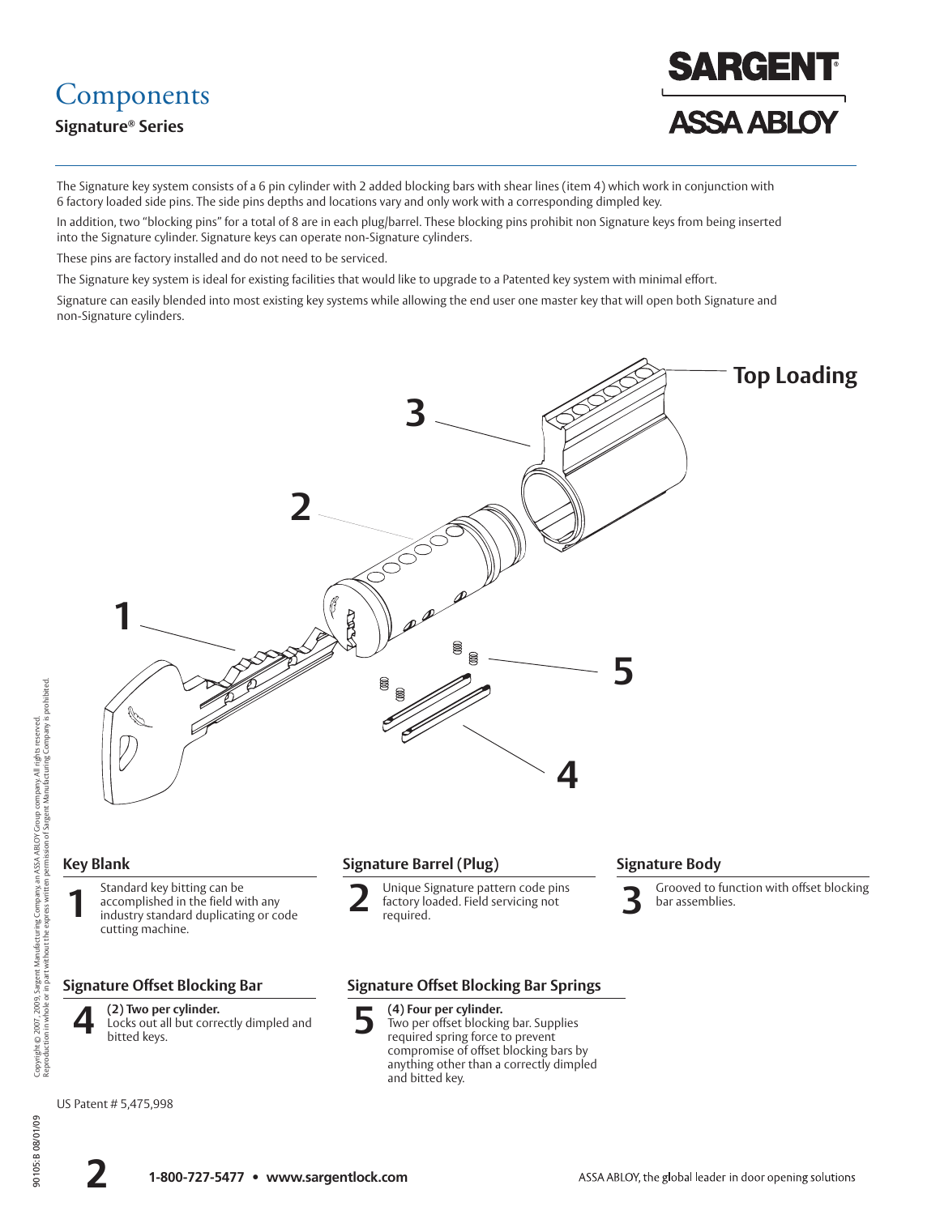# Components

## Signature® Series

The Signature key system consists of a 6 pin cylinder with 2 added blocking bars with shear lines (item 4) which work in conjunction with 6 factory loaded side pins. The side pins depths and locations vary and only work with a corresponding dimpled key.

In addition, two "blocking pins" for a total of 8 are in each plug/barrel. These blocking pins prohibit non Signature keys from being inserted into the Signature cylinder. Signature keys can operate non-Signature cylinders.

These pins are factory installed and do not need to be serviced.

The Signature key system is ideal for existing facilities that would like to upgrade to a Patented key system with minimal effort.

Signature can easily blended into most existing key systems while allowing the end user one master key that will open both Signature and non-Signature cylinders.

Top Loading

### Key Blank

**1** Standard key bitting can be accomplished in the field with any industry standard duplicating or code cutting machine.

### Signature Barrel (Plug)

**2** Unique Signature pattern code pins factory loaded. Field servicing not required.

### Signature Body

**3** Grooved to function with offset blocking bar assemblies.

### Signature Offset Blocking Bar

**4** **(2) Two per cylinder.** Locks out all but correctly dimpled and bitted keys.

### Signature Offset Blocking Bar Springs

**5** **(4) Four per cylinder.** Two per offset blocking bar. Supplies required spring force to prevent compromise of offset blocking bars by anything other than a correctly dimpled and bitted key.

US Patent # 5,475,998

Copyright © 2007, 2009, Sargent Manufacturing Company, an ASSA ABLOY Group company. All rights reserved. Reproduction in whole or in part without the express written permission of Sargent Manufacturing Company is prohibited.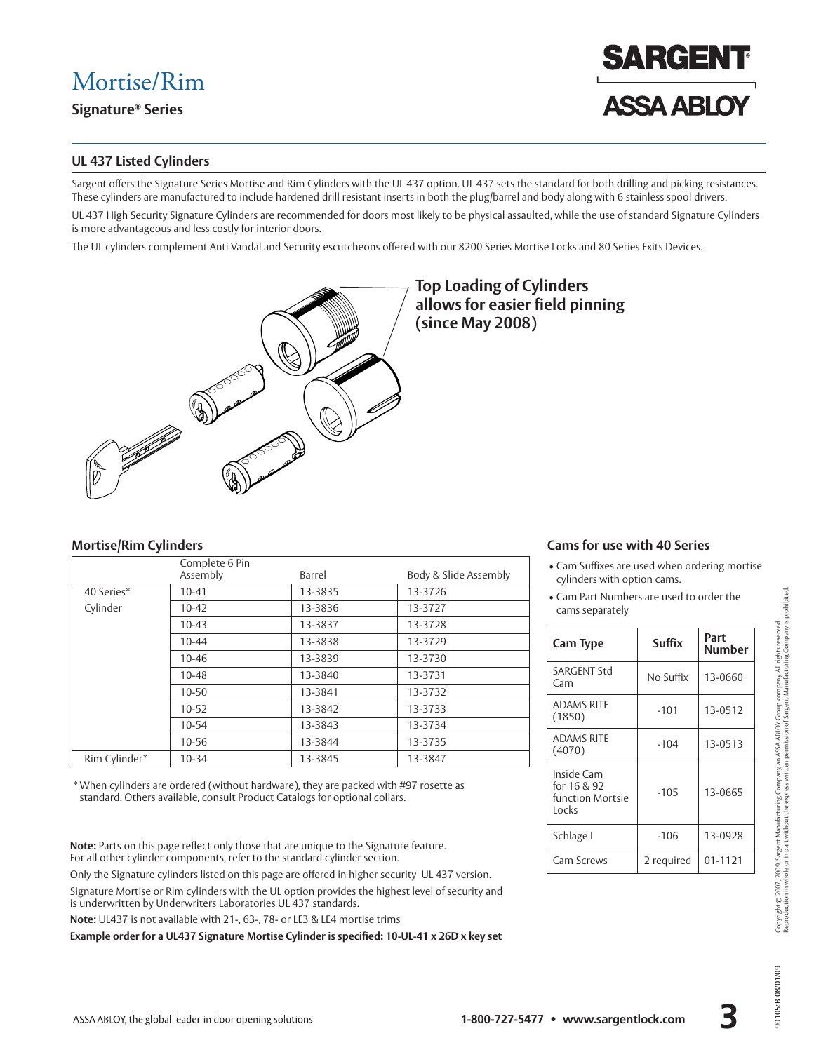# Mortise/Rim

**Signature® Series**

## UL 437 Listed Cylinders

Sargent offers the Signature Series Mortise and Rim Cylinders with the UL 437 option. UL 437 sets the standard for both drilling and picking resistances. These cylinders are manufactured to include hardened drill resistant inserts in both the plug/barrel and body along with 6 stainless spool drivers.

UL 437 High Security Signature Cylinders are recommended for doors most likely to be physical assaulted, while the use of standard Signature Cylinders is more advantageous and less costly for interior doors.

The UL cylinders complement Anti Vandal and Security escutcheons offered with our 8200 Series Mortise Locks and 80 Series Exits Devices.

**Top Loading of Cylinders allows for easier field pinning (since May 2008)**

### Mortise/Rim Cylinders

| | Complete 6 Pin Assembly | Barrel | Body & Slide Assembly |
|---|---|---|---|
| 40 Series* | 10-41 | 13-3835 | 13-3726 |
| Cylinder | 10-42 | 13-3836 | 13-3727 |
| | 10-43 | 13-3837 | 13-3728 |
| | 10-44 | 13-3838 | 13-3729 |
| | 10-46 | 13-3839 | 13-3730 |
| | 10-48 | 13-3840 | 13-3731 |
| | 10-50 | 13-3841 | 13-3732 |
| | 10-52 | 13-3842 | 13-3733 |
| | 10-54 | 13-3843 | 13-3734 |
| | 10-56 | 13-3844 | 13-3735 |
| Rim Cylinder* | 10-34 | 13-3845 | 13-3847 |

\* When cylinders are ordered (without hardware), they are packed with #97 rosette as standard. Others available, consult Product Catalogs for optional collars.

**Note:** Parts on this page reflect only those that are unique to the Signature feature. For all other cylinder components, refer to the standard cylinder section.

Only the Signature cylinders listed on this page are offered in higher security UL 437 version.

Signature Mortise or Rim cylinders with the UL option provides the highest level of security and is underwritten by Underwriters Laboratories UL 437 standards.

**Note:** UL437 is not available with 21-, 63-, 78- or LE3 & LE4 mortise trims

**Example order for a UL437 Signature Mortise Cylinder is specified: 10-UL-41 x 26D x key set**

### Cams for use with 40 Series

- Cam Suffixes are used when ordering mortise cylinders with option cams.
- Cam Part Numbers are used to order the cams separately

| Cam Type | Suffix | Part Number |
|---|---|---|
| SARGENT Std Cam | No Suffix | 13-0660 |
| ADAMS RITE (1850) | -101 | 13-0512 |
| ADAMS RITE (4070) | -104 | 13-0513 |
| Inside Cam for 16 & 92 function Mortsie Locks | -105 | 13-0665 |
| Schlage L | -106 | 13-0928 |
| Cam Screws | 2 required | 01-1121 |

Copyright © 2007, 2009, Sargent Manufacturing Company, an ASSA ABLOY Group company. All rights reserved. Reproduction in whole or in part without the express written permission of Sargent Manufacturing Company is prohibited.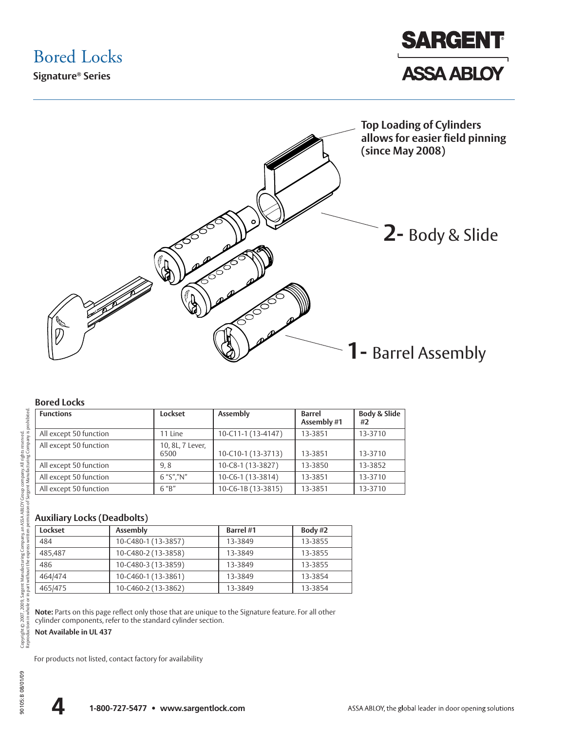# Bored Locks

**Signature® Series**

SARGENT
ASSA ABLOY

**Top Loading of Cylinders allows for easier field pinning (since May 2008)**

**2-** Body & Slide

**1-** Barrel Assembly

### Bored Locks

| Functions | Lockset | Assembly | Barrel Assembly #1 | Body & Slide #2 |
|---|---|---|---|---|
| All except 50 function | 11 Line | 10-C11-1 (13-4147) | 13-3851 | 13-3710 |
| All except 50 function | 10, 8L, 7 Lever, 6500 | 10-C10-1 (13-3713) | 13-3851 | 13-3710 |
| All except 50 function | 9, 8 | 10-C8-1 (13-3827) | 13-3850 | 13-3852 |
| All except 50 function | 6 "S","N" | 10-C6-1 (13-3814) | 13-3851 | 13-3710 |
| All except 50 function | 6 "B" | 10-C6-1B (13-3815) | 13-3851 | 13-3710 |

### Auxiliary Locks (Deadbolts)

| Lockset | Assembly | Barrel #1 | Body #2 |
|---|---|---|---|
| 484 | 10-C480-1 (13-3857) | 13-3849 | 13-3855 |
| 485,487 | 10-C480-2 (13-3858) | 13-3849 | 13-3855 |
| 486 | 10-C480-3 (13-3859) | 13-3849 | 13-3855 |
| 464/474 | 10-C460-1 (13-3861) | 13-3849 | 13-3854 |
| 465/475 | 10-C460-2 (13-3862) | 13-3849 | 13-3854 |

**Note:** Parts on this page reflect only those that are unique to the Signature feature. For all other cylinder components, refer to the standard cylinder section.

**Not Available in UL 437**

For products not listed, contact factory for availability

Copyright © 2007, 2009, Sargent Manufacturing Company, an ASSA ABLOY Group company. All rights reserved. Reproduction in whole or in part without the express written permission of Sargent Manufacturing Company is prohibited.

90105:B 08/01/09

**1-800-727-5477 • www.sargentlock.com**

ASSA ABLOY, the global leader in door opening solutions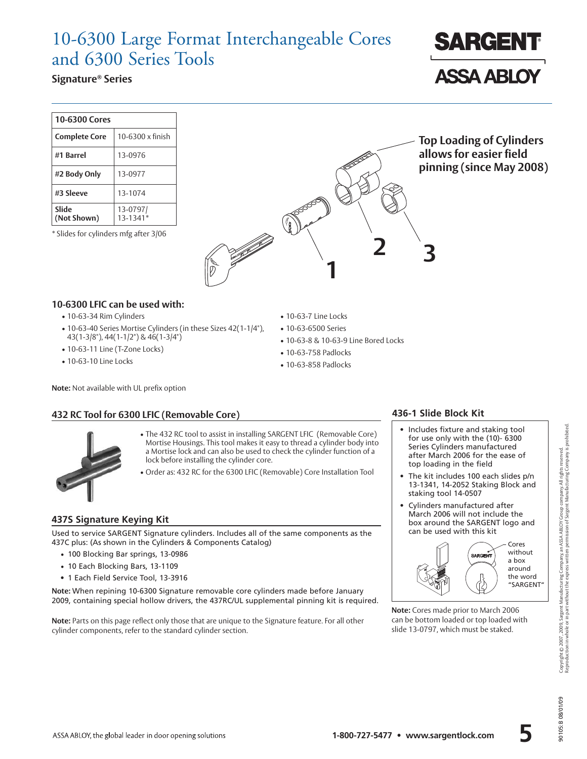# 10-6300 Large Format Interchangeable Cores and 6300 Series Tools

**Signature® Series**

| 10-6300 Cores | |
|---|---|
| Complete Core | 10-6300 x finish |
| #1 Barrel | 13-0976 |
| #2 Body Only | 13-0977 |
| #3 Sleeve | 13-1074 |
| Slide (Not Shown) | 13-0797/ 13-1341* |

\* Slides for cylinders mfg after 3/06

**Top Loading of Cylinders allows for easier field pinning (since May 2008)**

1 2 3

## 10-6300 LFIC can be used with:

- 10-63-34 Rim Cylinders
- 10-63-40 Series Mortise Cylinders (in these Sizes 42(1-1/4"), 43(1-3/8"), 44(1-1/2") & 46(1-3/4")
- 10-63-11 Line (T-Zone Locks)
- 10-63-10 Line Locks
- 10-63-7 Line Locks
- 10-63-6500 Series
- 10-63-8 & 10-63-9 Line Bored Locks
- 10-63-758 Padlocks
- 10-63-858 Padlocks

**Note:** Not available with UL prefix option

## 432 RC Tool for 6300 LFIC (Removable Core)

- The 432 RC tool to assist in installing SARGENT LFIC (Removable Core) Mortise Housings. This tool makes it easy to thread a cylinder body into a Mortise lock and can also be used to check the cylinder function of a lock before installing the cylinder core.
- Order as: 432 RC for the 6300 LFIC (Removable) Core Installation Tool

## 437S Signature Keying Kit

Used to service SARGENT Signature cylinders. Includes all of the same components as the 437C plus: (As shown in the Cylinders & Components Catalog)

- 100 Blocking Bar springs, 13-0986
- 10 Each Blocking Bars, 13-1109
- 1 Each Field Service Tool, 13-3916

**Note:** When repining 10-6300 Signature removable core cylinders made before January 2009, containing special hollow drivers, the 437RC/UL supplemental pinning kit is required.

**Note:** Parts on this page reflect only those that are unique to the Signature feature. For all other cylinder components, refer to the standard cylinder section.

## 436-1 Slide Block Kit

- Includes fixture and staking tool for use only with the (10)- 6300 Series Cylinders manufactured after March 2006 for the ease of top loading in the field
- The kit includes 100 each slides p/n 13-1341, 14-2052 Staking Block and staking tool 14-0507
- Cylinders manufactured after March 2006 will not include the box around the SARGENT logo and can be used with this kit

Cores without a box around the word "SARGENT"

**Note:** Cores made prior to March 2006 can be bottom loaded or top loaded with slide 13-0797, which must be staked.

ASSA ABLOY, the global leader in door opening solutions

1-800-727-5477 • www.sargentlock.com

Copyright © 2007, 2009, Sargent Manufacturing Company, an ASSA ABLOY Group company. All rights reserved. Reproduction in whole or in part without the express written permission of Sargent Manufacturing Company is prohibited.

90105:B 08/01/09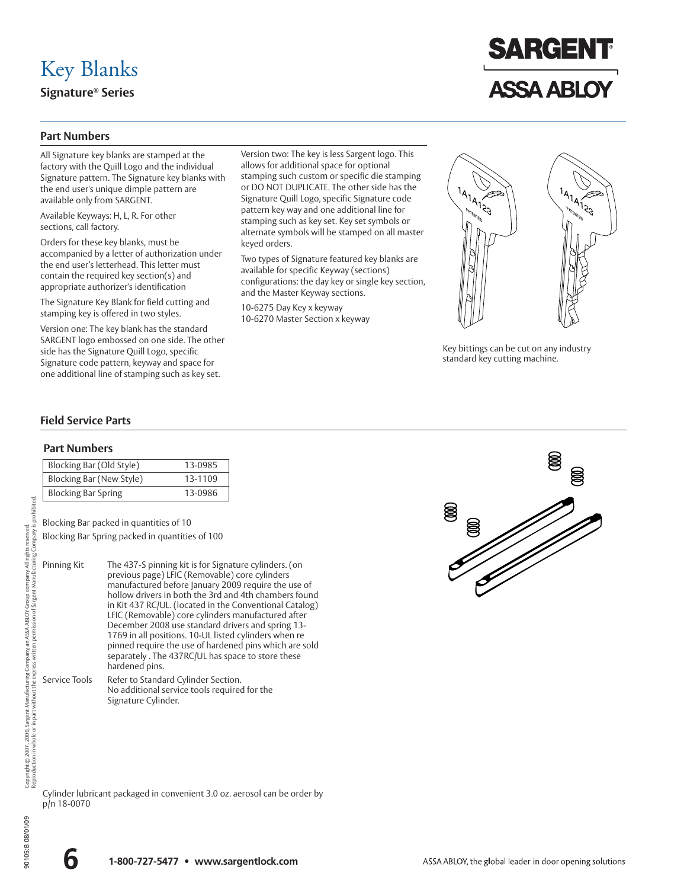# Key Blanks

**Signature® Series**

## Part Numbers

All Signature key blanks are stamped at the factory with the Quill Logo and the individual Signature pattern. The Signature key blanks with the end user's unique dimple pattern are available only from SARGENT.

Available Keyways: H, L, R. For other sections, call factory.

Orders for these key blanks, must be accompanied by a letter of authorization under the end user's letterhead. This letter must contain the required key section(s) and appropriate authorizer's identification

The Signature Key Blank for field cutting and stamping key is offered in two styles.

Version one: The key blank has the standard SARGENT logo embossed on one side. The other side has the Signature Quill Logo, specific Signature code pattern, keyway and space for one additional line of stamping such as key set.

Version two: The key is less Sargent logo. This allows for additional space for optional stamping such custom or specific die stamping or DO NOT DUPLICATE. The other side has the Signature Quill Logo, specific Signature code pattern key way and one additional line for stamping such as key set. Key set symbols or alternate symbols will be stamped on all master keyed orders.

Two types of Signature featured key blanks are available for specific Keyway (sections) configurations: the day key or single key section, and the Master Keyway sections.

10-6275 Day Key x keyway
10-6270 Master Section x keyway

Key bittings can be cut on any industry standard key cutting machine.

## Field Service Parts

### Part Numbers

| Blocking Bar (Old Style) | 13-0985 |
|---|---|
| Blocking Bar (New Style) | 13-1109 |
| Blocking Bar Spring | 13-0986 |

Blocking Bar packed in quantities of 10

Blocking Bar Spring packed in quantities of 100

**Pinning Kit** — The 437-S pinning kit is for Signature cylinders. (on previous page) LFIC (Removable) core cylinders manufactured before January 2009 require the use of hollow drivers in both the 3rd and 4th chambers found in Kit 437 RC/UL. (located in the Conventional Catalog) LFIC (Removable) core cylinders manufactured after December 2008 use standard drivers and spring 13-1769 in all positions. 10-UL listed cylinders when re pinned require the use of hardened pins which are sold separately . The 437RC/UL has space to store these hardened pins.

**Service Tools** — Refer to Standard Cylinder Section. No additional service tools required for the Signature Cylinder.

Cylinder lubricant packaged in convenient 3.0 oz. aerosol can be order by p/n 18-0070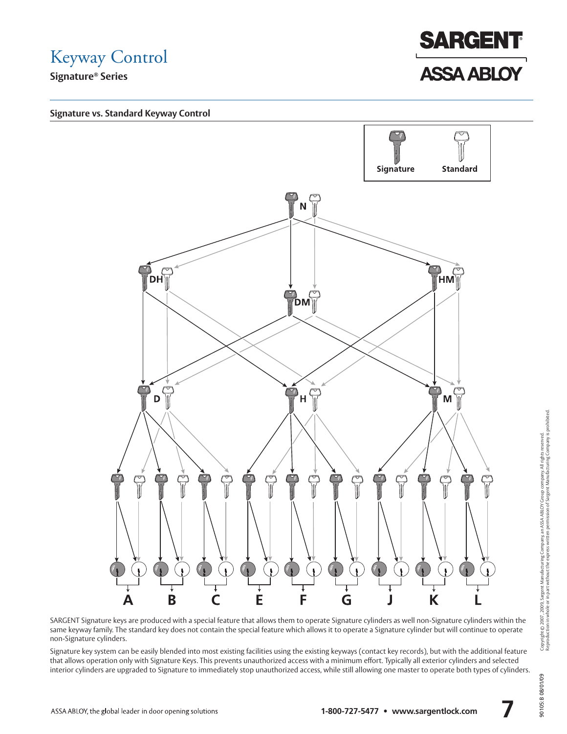# Keyway Control

**Signature® Series**

## Signature vs. Standard Keyway Control

Signature | Standard

N

DH | DM | HM

D | H | M

A | B | C | E | F | G | J | K | L

SARGENT Signature keys are produced with a special feature that allows them to operate Signature cylinders as well non-Signature cylinders within the same keyway family. The standard key does not contain the special feature which allows it to operate a Signature cylinder but will continue to operate non-Signature cylinders.

Signature key system can be easily blended into most existing facilities using the existing keyways (contact key records), but with the additional feature that allows operation only with Signature Keys. This prevents unauthorized access with a minimum effort. Typically all exterior cylinders and selected interior cylinders are upgraded to Signature to immediately stop unauthorized access, while still allowing one master to operate both types of cylinders.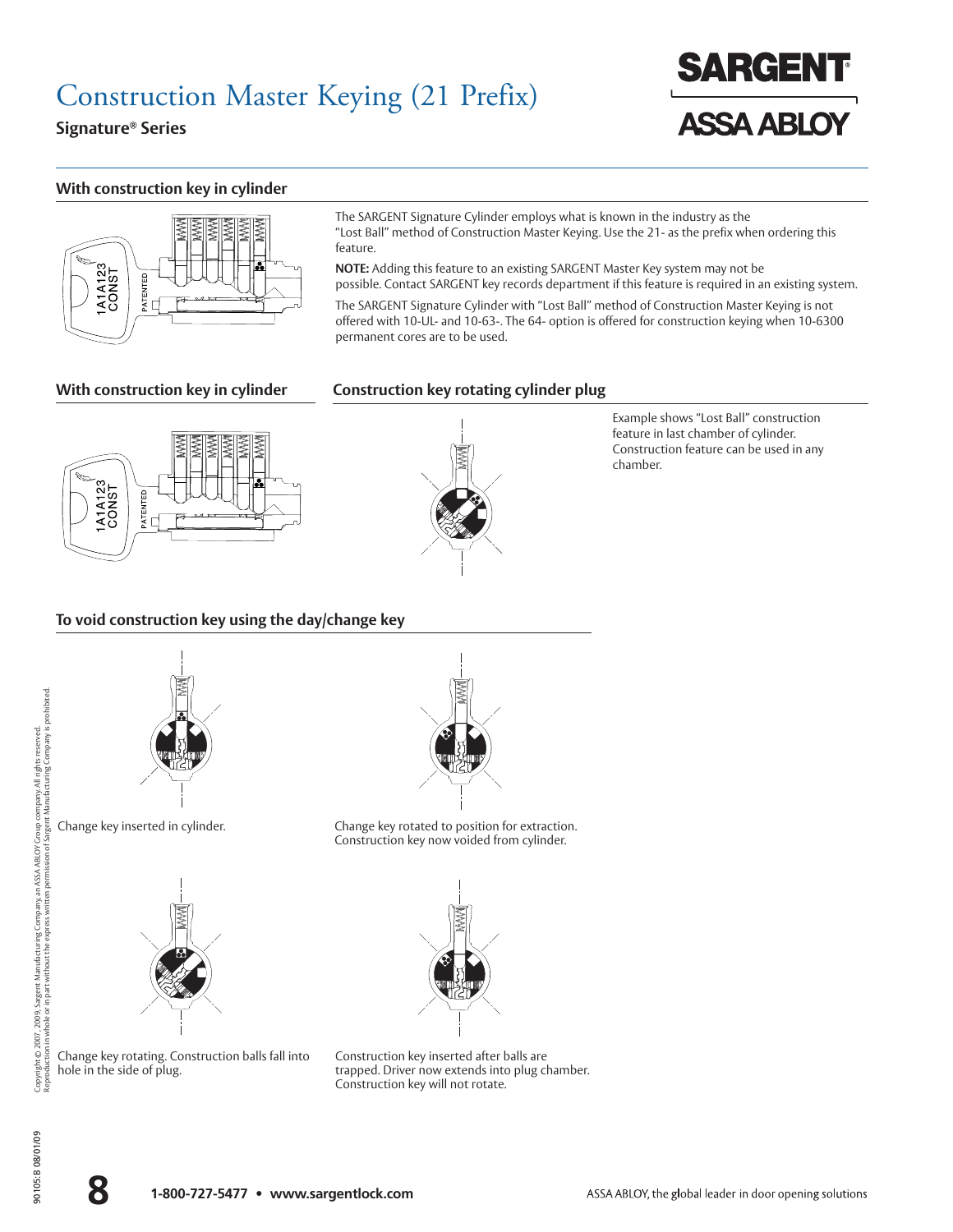# Construction Master Keying (21 Prefix)

**Signature® Series**

## With construction key in cylinder

The SARGENT Signature Cylinder employs what is known in the industry as the "Lost Ball" method of Construction Master Keying. Use the 21- as the prefix when ordering this feature.

**NOTE:** Adding this feature to an existing SARGENT Master Key system may not be possible. Contact SARGENT key records department if this feature is required in an existing system.

The SARGENT Signature Cylinder with "Lost Ball" method of Construction Master Keying is not offered with 10-UL- and 10-63-. The 64- option is offered for construction keying when 10-6300 permanent cores are to be used.

## With construction key in cylinder

## Construction key rotating cylinder plug

Example shows "Lost Ball" construction feature in last chamber of cylinder. Construction feature can be used in any chamber.

## To void construction key using the day/change key

Change key inserted in cylinder.

Change key rotated to position for extraction. Construction key now voided from cylinder.

Change key rotating. Construction balls fall into hole in the side of plug.

Construction key inserted after balls are trapped. Driver now extends into plug chamber. Construction key will not rotate.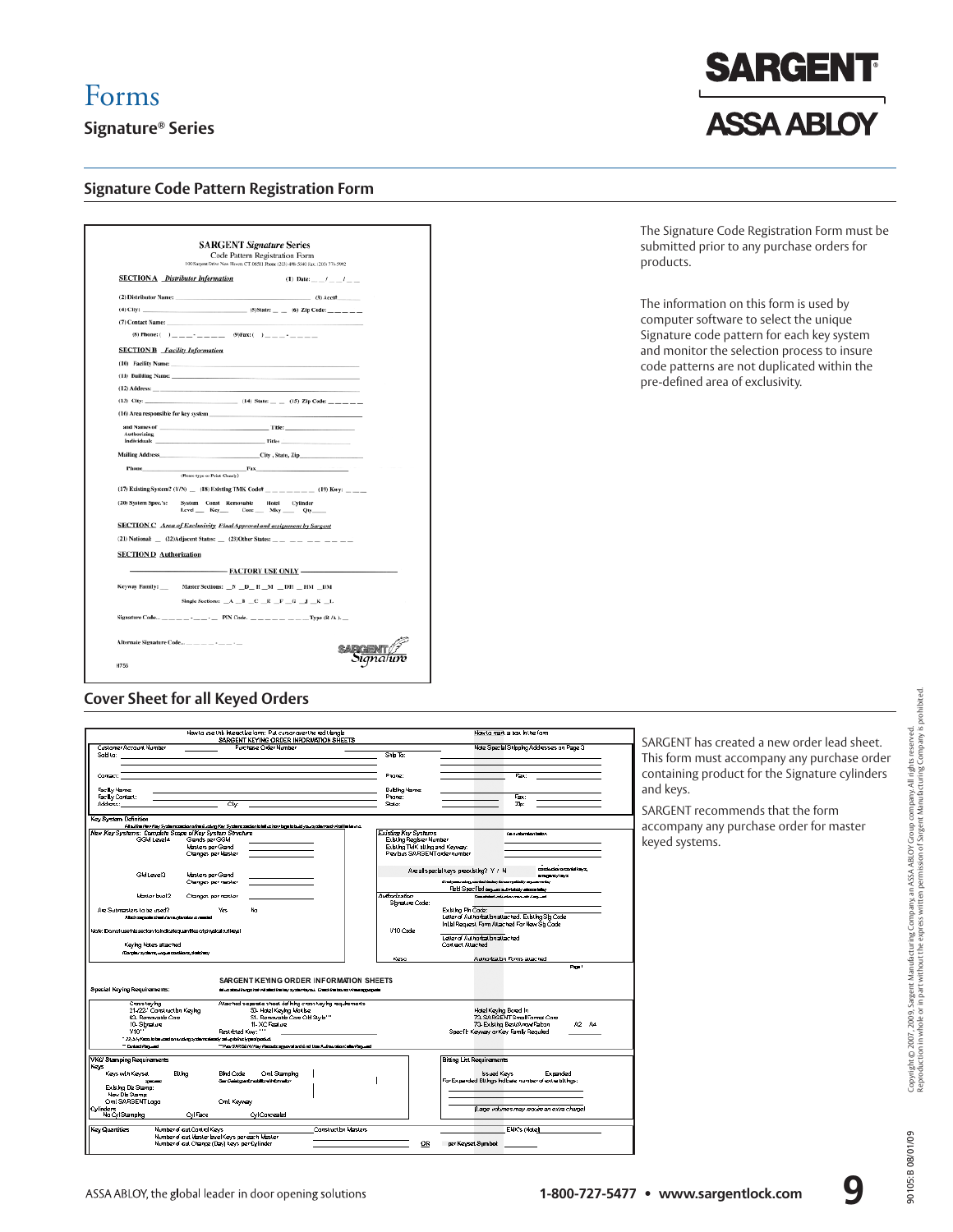# Forms

**Signature® Series**

## Signature Code Pattern Registration Form

**SARGENT *Signature* Series**
Code Pattern Registration Form
100 Sargent Drive New Haven CT 06511 Phone (203) 498-5840 Fax: (203) 776-5992

**SECTION A** *Distributor Information* (1) Date: __ / __ / __

(2) Distributor Name: ______________ (3) Acct# ______

(4) City: ______________ (5) State: __ __ (6) Zip Code: __ __ __ __ __

(7) Contact Name: ______________

(8) Phone: ( ) ___-____ (9) Fax: ( ) ___-____

**SECTION B** *Facility Information*

(10) Facility Name: ______________

(11) Building Name: ______________

(12) Address: ______________

(13) City: ______________ (14) State: __ __ (15) Zip Code: __ __ __ __ __

(16) Area responsible for key system ______________

and Names of Authorizing Individuals ______________ Title: ______________

______________ Title ______________

Mailing Address ______________ City, State, Zip ______________

Phone ______________ Fax ______________

(Please type or Print Clearly)

(17) Existing System? (Y/N) __ (18) Existing TMK Code# __ __ __ __ __ __ __ (19) Key: __ __

(20) System Spec.'s: System Level ___ Const Key ___ Removable Core ___ Hotel Mky ___ Cylinder Qty ___

**SECTION C** *Area of Exclusivity Final Approval and assignment by Sargent*

(21) National: __ (22) Adjacent States: __ (23) Other States: __ __ __ __ __ __ __

**SECTION D** *Authorization*

FACTORY USE ONLY

Keyway Family: __ Master Sections: __N __D __H __M __DH __HM __DM

Single Sections: __A __B __C __E __F __G __J __K __L

Signature Code.. ___ ___ - ___ - ___ PIN Code. ___ ___ ___ ___ ___ ___ Type (R/A) __

Alternate Signature Code.. ___ ___ - ___ - ___

SARGENT Signature

#756

The Signature Code Registration Form must be submitted prior to any purchase orders for products.

The information on this form is used by computer software to select the unique Signature code pattern for each key system and monitor the selection process to insure code patterns are not duplicated within the pre-defined area of exclusivity.

## Cover Sheet for all Keyed Orders

SARGENT KEYING ORDER INFORMATION SHEETS

How to use this interactive form: Put cursor over the red triangle / How to mark a box in the form

Customer Account Number / Purchase Order Number / Note Special Shipping Addresses on Page 3

Sold to: / Ship To: / Contact: / Phone: / Fax: / Facility Name: / Building Name: / Facility Contact: / Phone: / Fax: / Address: / City / State: / Zip:

Key System Definition

New Key Systems: Complete Scope of Key System Structure — GGM Level 4: Grands per GGM, Masters per Grand, Changes per Master; GM Level 3: Masters per Grand, Changes per master; Master level 2: Changes per master; Are Submasters to be used? Yes No; Note: Do not use this section to indicate quantities of physical cut keys!; Keying Notes attached

Existing Key Systems: Existing Register Number; Existing TMK, sitting and Keyway; Previous SARGENT order number; Are all special keys preexisting? Y / N; Field Specified; Authorization: Signature Code; Existing Pin Code; Letter of Authorization attached, Existing Sig Code; Initial Request Form Attached For New Sig Code; V10 Code; Letter of Authorization attached; Contact Attached; Keso; Authorization Forms attached

Special Keying Requirements: Cross keying; 21x22" Construction Keying; 63- Removable Core; 10- Signature; V10; 30- Hotel Keying Module; 51- Removable Core Old Style; 11- XC Feature; Restricted Key; Hotel Keying Bored In; 73 SARGENT Small Format Core; 73 Existing Best/Arrow/Falcon A2 A4; Specific Keyway or Key Family Required

VKG Stamping Requirements: Keys with Keyset; Bitting; Blind Code; Omit Stamping; Existing Die Stamp; New Die Stamp; Omit SARGENT Logo; Omit Keyway; Cylinders: No Cyl Stamping; Cyl Face; Cyl Concealed

Bitting List Requirements: Issued Keys; Expanded; For Expanded Bittings Indicate number of extra bittings; (Large volumes may require an extra charge)

Key Quantities: Number of cut Control Keys; Number of cut Master level Keys per each Master; Number of cut Change (Day) keys per Cylinder; Construction Masters; EMK's (Hotel); OR per Keyset Symbol

SARGENT has created a new order lead sheet. This form must accompany any purchase order containing product for the Signature cylinders and keys.

SARGENT recommends that the form accompany any purchase order for master keyed systems.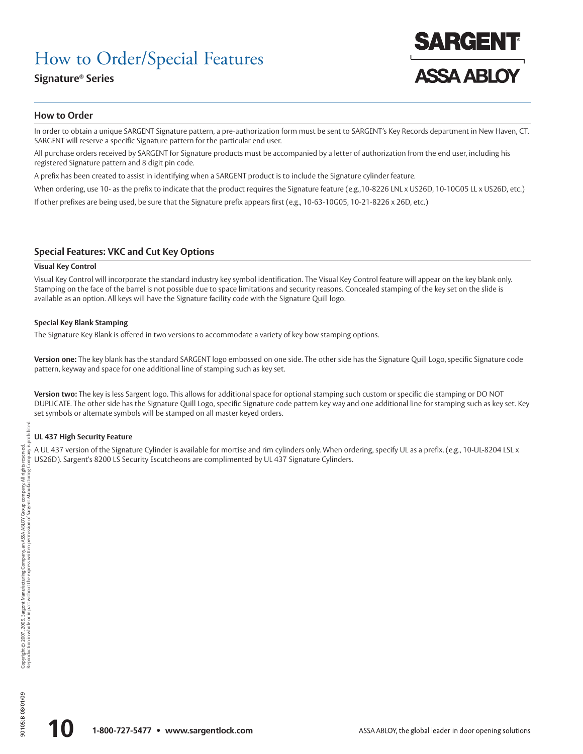# How to Order/Special Features

**Signature® Series**

## How to Order

In order to obtain a unique SARGENT Signature pattern, a pre-authorization form must be sent to SARGENT's Key Records department in New Haven, CT. SARGENT will reserve a specific Signature pattern for the particular end user.

All purchase orders received by SARGENT for Signature products must be accompanied by a letter of authorization from the end user, including his registered Signature pattern and 8 digit pin code.

A prefix has been created to assist in identifying when a SARGENT product is to include the Signature cylinder feature.

When ordering, use 10- as the prefix to indicate that the product requires the Signature feature (e.g.,10-8226 LNL x US26D, 10-10G05 LL x US26D, etc.)

If other prefixes are being used, be sure that the Signature prefix appears first (e.g., 10-63-10G05, 10-21-8226 x 26D, etc.)

## Special Features: VKC and Cut Key Options

### Visual Key Control

Visual Key Control will incorporate the standard industry key symbol identification. The Visual Key Control feature will appear on the key blank only. Stamping on the face of the barrel is not possible due to space limitations and security reasons. Concealed stamping of the key set on the slide is available as an option. All keys will have the Signature facility code with the Signature Quill logo.

### Special Key Blank Stamping

The Signature Key Blank is offered in two versions to accommodate a variety of key bow stamping options.

**Version one:** The key blank has the standard SARGENT logo embossed on one side. The other side has the Signature Quill Logo, specific Signature code pattern, keyway and space for one additional line of stamping such as key set.

**Version two:** The key is less Sargent logo. This allows for additional space for optional stamping such custom or specific die stamping or DO NOT DUPLICATE. The other side has the Signature Quill Logo, specific Signature code pattern key way and one additional line for stamping such as key set. Key set symbols or alternate symbols will be stamped on all master keyed orders.

### UL 437 High Security Feature

A UL 437 version of the Signature Cylinder is available for mortise and rim cylinders only. When ordering, specify UL as a prefix. (e.g., 10-UL-8204 LSL x US26D). Sargent's 8200 LS Security Escutcheons are complimented by UL 437 Signature Cylinders.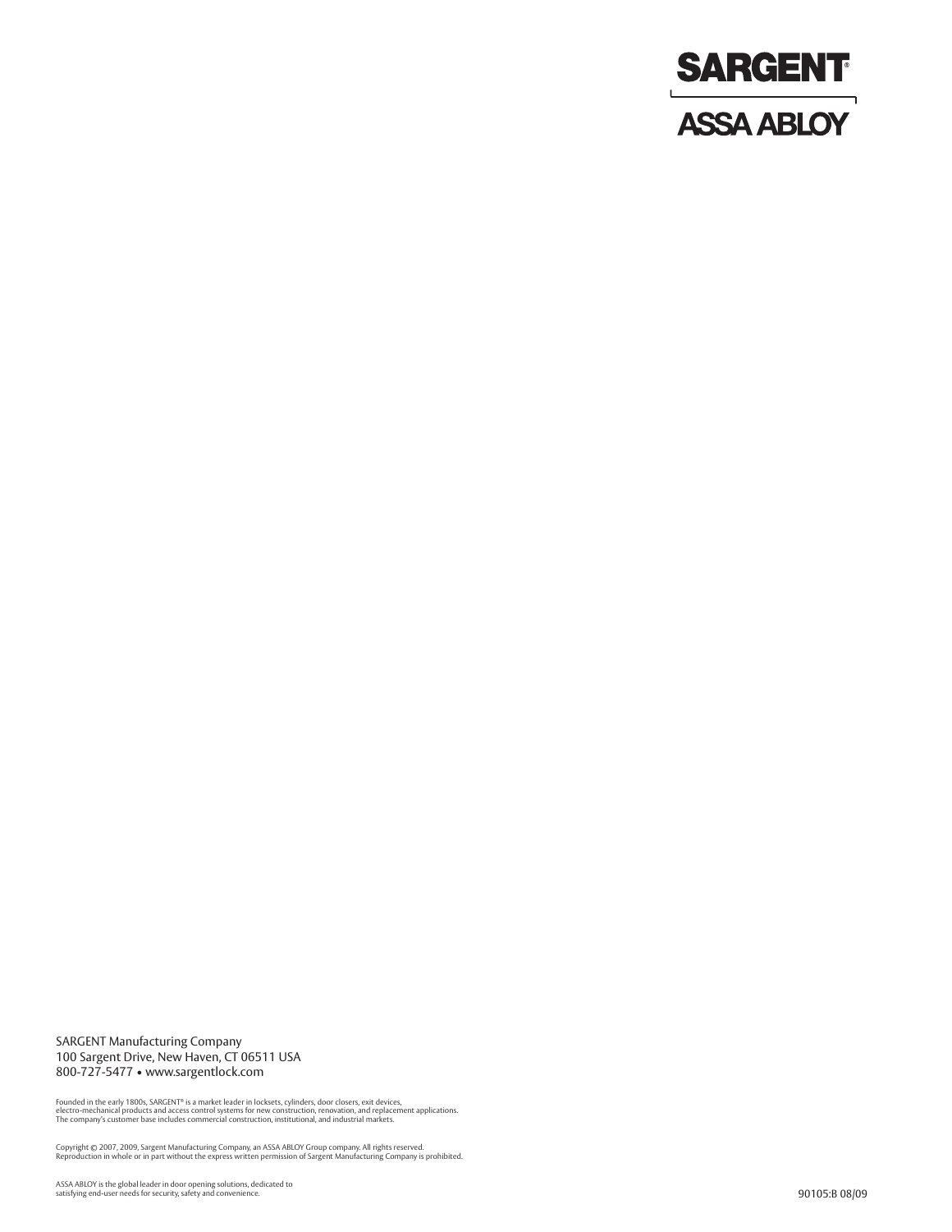SARGENT

ASSA ABLOY

SARGENT Manufacturing Company
100 Sargent Drive, New Haven, CT 06511 USA
800-727-5477 • www.sargentlock.com

Founded in the early 1800s, SARGENT® is a market leader in locksets, cylinders, door closers, exit devices, electro-mechanical products and access control systems for new construction, renovation, and replacement applications. The company's customer base includes commercial construction, institutional, and industrial markets.

Copyright © 2007, 2009, Sargent Manufacturing Company, an ASSA ABLOY Group company. All rights reserved. Reproduction in whole or in part without the express written permission of Sargent Manufacturing Company is prohibited.

ASSA ABLOY is the global leader in door opening solutions, dedicated to satisfying end-user needs for security, safety and convenience.

90105:B 08/09